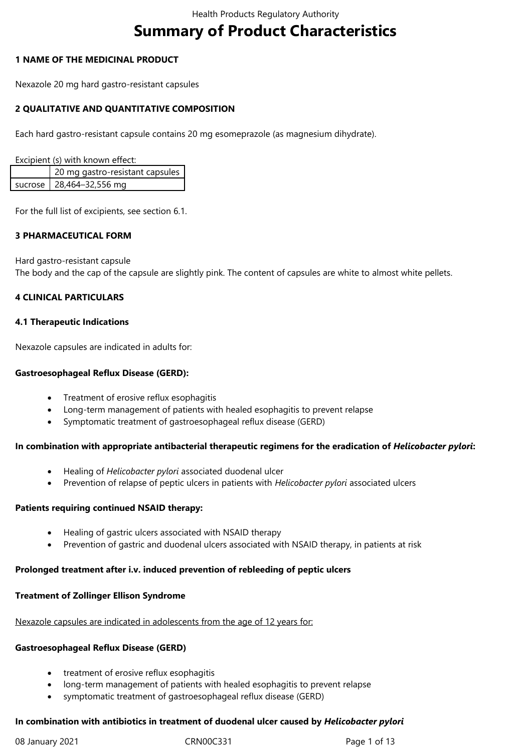# Summary of Product Characteristics

## 1 NAME OF THE MEDICINAL PRODUCT

Nexazole 20 mg hard gastro-resistant capsules

## 2 QUALITATIVE AND QUANTITATIVE COMPOSITION

Each hard gastro-resistant capsule contains 20 mg esomeprazole (as magnesium dihydrate).

Excipient (s) with known effect:

| | 20 mg gastro-resistant capsules |
|---|---|
| sucrose | 28,464–32,556 mg |

For the full list of excipients, see section 6.1.

## 3 PHARMACEUTICAL FORM

Hard gastro-resistant capsule
The body and the cap of the capsule are slightly pink. The content of capsules are white to almost white pellets.

## 4 CLINICAL PARTICULARS

### 4.1 Therapeutic Indications

Nexazole capsules are indicated in adults for:

**Gastroesophageal Reflux Disease (GERD):**

- Treatment of erosive reflux esophagitis
- Long-term management of patients with healed esophagitis to prevent relapse
- Symptomatic treatment of gastroesophageal reflux disease (GERD)

**In combination with appropriate antibacterial therapeutic regimens for the eradication of *Helicobacter pylori*:**

- Healing of *Helicobacter pylori* associated duodenal ulcer
- Prevention of relapse of peptic ulcers in patients with *Helicobacter pylori* associated ulcers

**Patients requiring continued NSAID therapy:**

- Healing of gastric ulcers associated with NSAID therapy
- Prevention of gastric and duodenal ulcers associated with NSAID therapy, in patients at risk

**Prolonged treatment after i.v. induced prevention of rebleeding of peptic ulcers**

**Treatment of Zollinger Ellison Syndrome**

Nexazole capsules are indicated in adolescents from the age of 12 years for:

**Gastroesophageal Reflux Disease (GERD)**

- treatment of erosive reflux esophagitis
- long-term management of patients with healed esophagitis to prevent relapse
- symptomatic treatment of gastroesophageal reflux disease (GERD)

**In combination with antibiotics in treatment of duodenal ulcer caused by *Helicobacter pylori***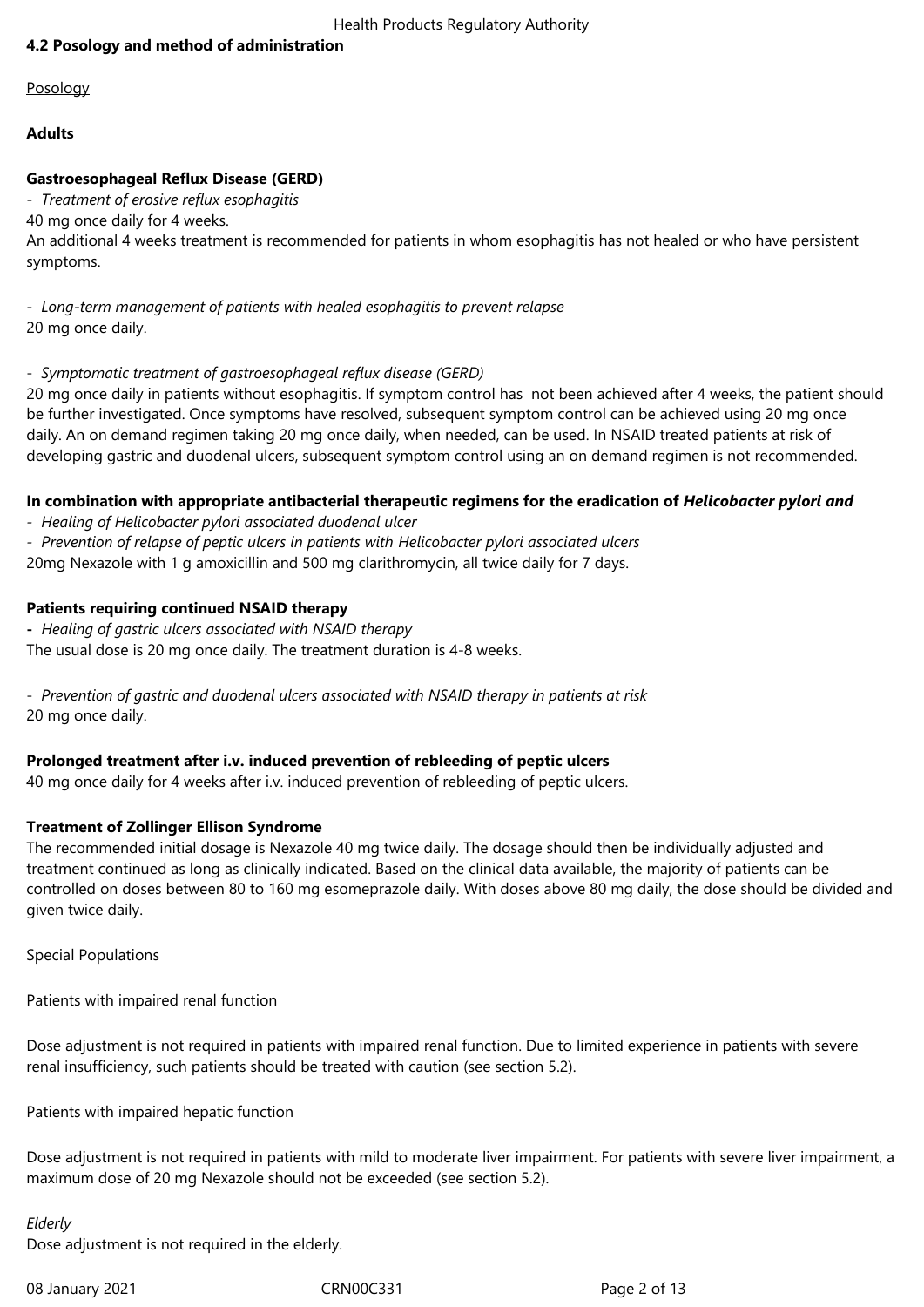## 4.2 Posology and method of administration

Posology

**Adults**

**Gastroesophageal Reflux Disease (GERD)**

- *Treatment of erosive reflux esophagitis*

40 mg once daily for 4 weeks.

An additional 4 weeks treatment is recommended for patients in whom esophagitis has not healed or who have persistent symptoms.

- *Long-term management of patients with healed esophagitis to prevent relapse*

20 mg once daily.

- *Symptomatic treatment of gastroesophageal reflux disease (GERD)*

20 mg once daily in patients without esophagitis. If symptom control has not been achieved after 4 weeks, the patient should be further investigated. Once symptoms have resolved, subsequent symptom control can be achieved using 20 mg once daily. An on demand regimen taking 20 mg once daily, when needed, can be used. In NSAID treated patients at risk of developing gastric and duodenal ulcers, subsequent symptom control using an on demand regimen is not recommended.

**In combination with appropriate antibacterial therapeutic regimens for the eradication of *Helicobacter pylori and***

- *Healing of Helicobacter pylori associated duodenal ulcer*
- *Prevention of relapse of peptic ulcers in patients with Helicobacter pylori associated ulcers*

20mg Nexazole with 1 g amoxicillin and 500 mg clarithromycin, all twice daily for 7 days.

**Patients requiring continued NSAID therapy**

- *Healing of gastric ulcers associated with NSAID therapy*

The usual dose is 20 mg once daily. The treatment duration is 4-8 weeks.

- *Prevention of gastric and duodenal ulcers associated with NSAID therapy in patients at risk*

20 mg once daily.

**Prolonged treatment after i.v. induced prevention of rebleeding of peptic ulcers**

40 mg once daily for 4 weeks after i.v. induced prevention of rebleeding of peptic ulcers.

**Treatment of Zollinger Ellison Syndrome**

The recommended initial dosage is Nexazole 40 mg twice daily. The dosage should then be individually adjusted and treatment continued as long as clinically indicated. Based on the clinical data available, the majority of patients can be controlled on doses between 80 to 160 mg esomeprazole daily. With doses above 80 mg daily, the dose should be divided and given twice daily.

Special Populations

Patients with impaired renal function

Dose adjustment is not required in patients with impaired renal function. Due to limited experience in patients with severe renal insufficiency, such patients should be treated with caution (see section 5.2).

Patients with impaired hepatic function

Dose adjustment is not required in patients with mild to moderate liver impairment. For patients with severe liver impairment, a maximum dose of 20 mg Nexazole should not be exceeded (see section 5.2).

*Elderly*

Dose adjustment is not required in the elderly.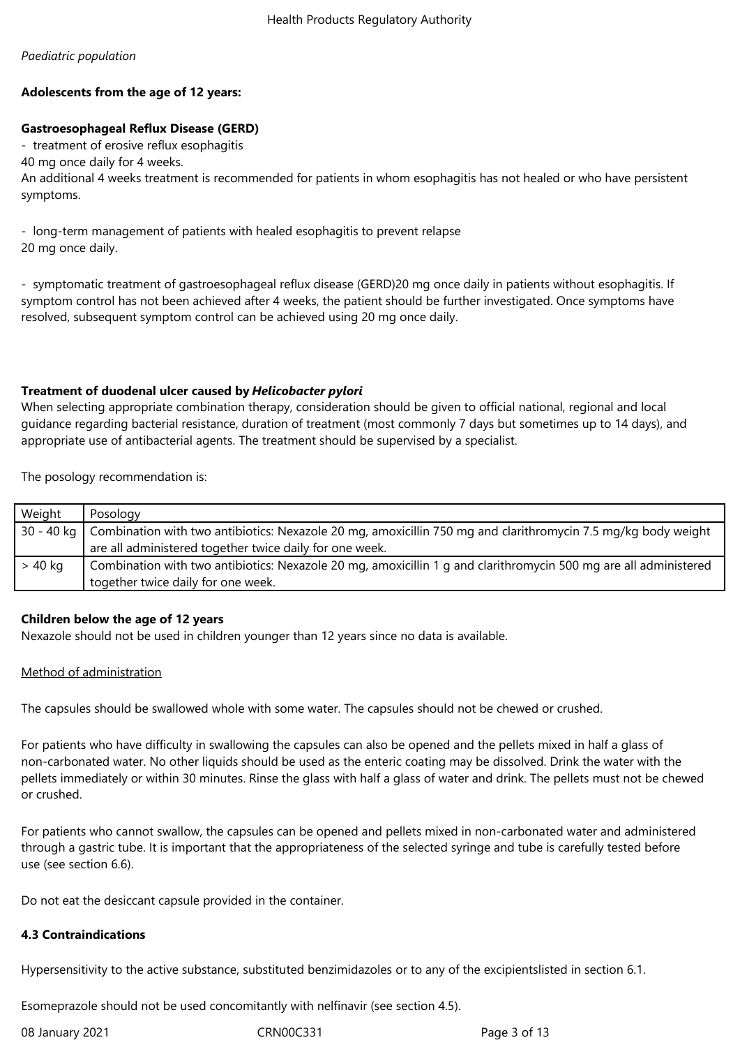*Paediatric population*

**Adolescents from the age of 12 years:**

**Gastroesophageal Reflux Disease (GERD)**

- treatment of erosive reflux esophagitis

40 mg once daily for 4 weeks.

An additional 4 weeks treatment is recommended for patients in whom esophagitis has not healed or who have persistent symptoms.

- long-term management of patients with healed esophagitis to prevent relapse

20 mg once daily.

- symptomatic treatment of gastroesophageal reflux disease (GERD)20 mg once daily in patients without esophagitis. If symptom control has not been achieved after 4 weeks, the patient should be further investigated. Once symptoms have resolved, subsequent symptom control can be achieved using 20 mg once daily.

**Treatment of duodenal ulcer caused by *Helicobacter pylori***

When selecting appropriate combination therapy, consideration should be given to official national, regional and local guidance regarding bacterial resistance, duration of treatment (most commonly 7 days but sometimes up to 14 days), and appropriate use of antibacterial agents. The treatment should be supervised by a specialist.

The posology recommendation is:

| Weight | Posology |
| --- | --- |
| 30 - 40 kg | Combination with two antibiotics: Nexazole 20 mg, amoxicillin 750 mg and clarithromycin 7.5 mg/kg body weight are all administered together twice daily for one week. |
| > 40 kg | Combination with two antibiotics: Nexazole 20 mg, amoxicillin 1 g and clarithromycin 500 mg are all administered together twice daily for one week. |

**Children below the age of 12 years**

Nexazole should not be used in children younger than 12 years since no data is available.

Method of administration

The capsules should be swallowed whole with some water. The capsules should not be chewed or crushed.

For patients who have difficulty in swallowing the capsules can also be opened and the pellets mixed in half a glass of non-carbonated water. No other liquids should be used as the enteric coating may be dissolved. Drink the water with the pellets immediately or within 30 minutes. Rinse the glass with half a glass of water and drink. The pellets must not be chewed or crushed.

For patients who cannot swallow, the capsules can be opened and pellets mixed in non-carbonated water and administered through a gastric tube. It is important that the appropriateness of the selected syringe and tube is carefully tested before use (see section 6.6).

Do not eat the desiccant capsule provided in the container.

**4.3 Contraindications**

Hypersensitivity to the active substance, substituted benzimidazoles or to any of the excipientslisted in section 6.1.

Esomeprazole should not be used concomitantly with nelfinavir (see section 4.5).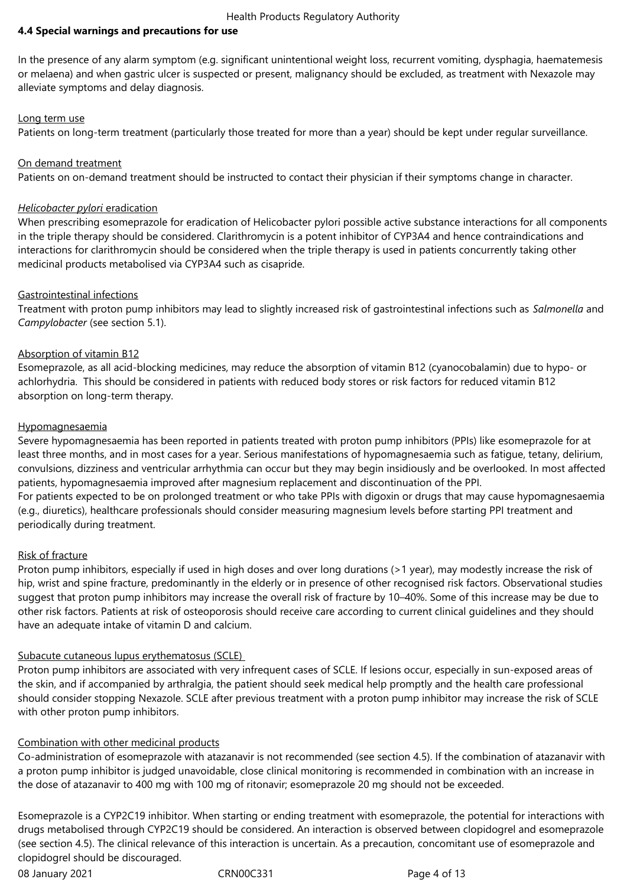## 4.4 Special warnings and precautions for use

In the presence of any alarm symptom (e.g. significant unintentional weight loss, recurrent vomiting, dysphagia, haematemesis or melaena) and when gastric ulcer is suspected or present, malignancy should be excluded, as treatment with Nexazole may alleviate symptoms and delay diagnosis.

Long term use

Patients on long-term treatment (particularly those treated for more than a year) should be kept under regular surveillance.

On demand treatment

Patients on on-demand treatment should be instructed to contact their physician if their symptoms change in character.

*Helicobacter pylori* eradication

When prescribing esomeprazole for eradication of Helicobacter pylori possible active substance interactions for all components in the triple therapy should be considered. Clarithromycin is a potent inhibitor of CYP3A4 and hence contraindications and interactions for clarithromycin should be considered when the triple therapy is used in patients concurrently taking other medicinal products metabolised via CYP3A4 such as cisapride.

Gastrointestinal infections

Treatment with proton pump inhibitors may lead to slightly increased risk of gastrointestinal infections such as *Salmonella* and *Campylobacter* (see section 5.1).

Absorption of vitamin B12

Esomeprazole, as all acid-blocking medicines, may reduce the absorption of vitamin B12 (cyanocobalamin) due to hypo- or achlorhydria. This should be considered in patients with reduced body stores or risk factors for reduced vitamin B12 absorption on long-term therapy.

Hypomagnesaemia

Severe hypomagnesaemia has been reported in patients treated with proton pump inhibitors (PPIs) like esomeprazole for at least three months, and in most cases for a year. Serious manifestations of hypomagnesaemia such as fatigue, tetany, delirium, convulsions, dizziness and ventricular arrhythmia can occur but they may begin insidiously and be overlooked. In most affected patients, hypomagnesaemia improved after magnesium replacement and discontinuation of the PPI.

For patients expected to be on prolonged treatment or who take PPIs with digoxin or drugs that may cause hypomagnesaemia (e.g., diuretics), healthcare professionals should consider measuring magnesium levels before starting PPI treatment and periodically during treatment.

Risk of fracture

Proton pump inhibitors, especially if used in high doses and over long durations (>1 year), may modestly increase the risk of hip, wrist and spine fracture, predominantly in the elderly or in presence of other recognised risk factors. Observational studies suggest that proton pump inhibitors may increase the overall risk of fracture by 10–40%. Some of this increase may be due to other risk factors. Patients at risk of osteoporosis should receive care according to current clinical guidelines and they should have an adequate intake of vitamin D and calcium.

Subacute cutaneous lupus erythematosus (SCLE)

Proton pump inhibitors are associated with very infrequent cases of SCLE. If lesions occur, especially in sun-exposed areas of the skin, and if accompanied by arthralgia, the patient should seek medical help promptly and the health care professional should consider stopping Nexazole. SCLE after previous treatment with a proton pump inhibitor may increase the risk of SCLE with other proton pump inhibitors.

Combination with other medicinal products

Co-administration of esomeprazole with atazanavir is not recommended (see section 4.5). If the combination of atazanavir with a proton pump inhibitor is judged unavoidable, close clinical monitoring is recommended in combination with an increase in the dose of atazanavir to 400 mg with 100 mg of ritonavir; esomeprazole 20 mg should not be exceeded.

Esomeprazole is a CYP2C19 inhibitor. When starting or ending treatment with esomeprazole, the potential for interactions with drugs metabolised through CYP2C19 should be considered. An interaction is observed between clopidogrel and esomeprazole (see section 4.5). The clinical relevance of this interaction is uncertain. As a precaution, concomitant use of esomeprazole and clopidogrel should be discouraged.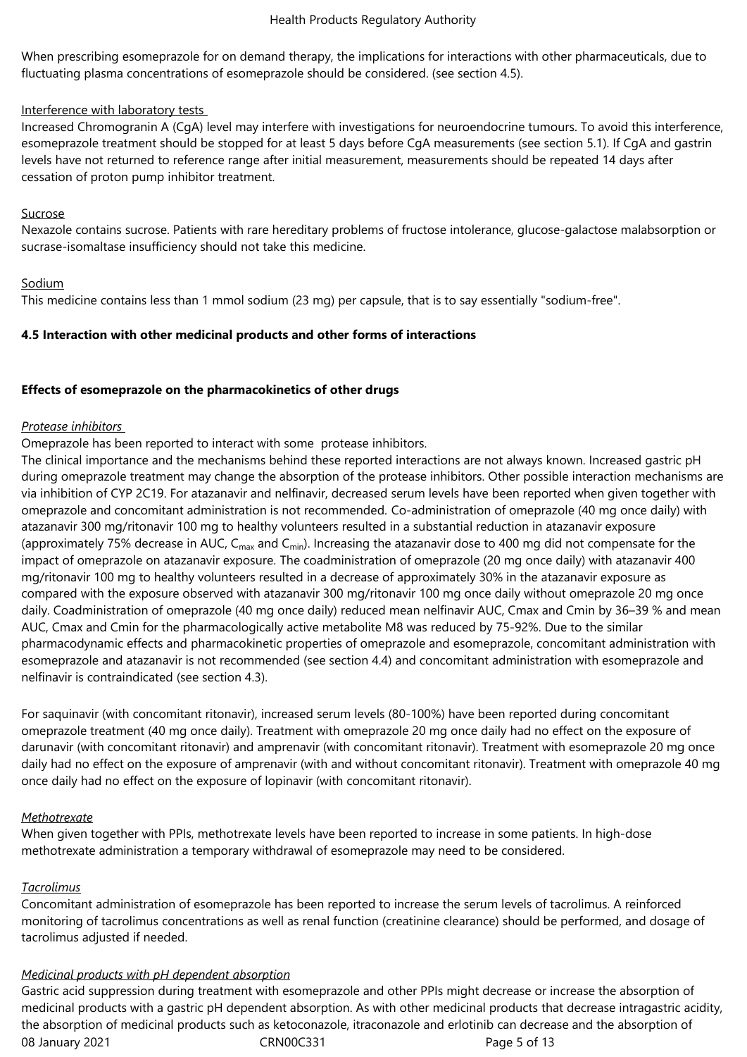When prescribing esomeprazole for on demand therapy, the implications for interactions with other pharmaceuticals, due to fluctuating plasma concentrations of esomeprazole should be considered. (see section 4.5).

Interference with laboratory tests

Increased Chromogranin A (CgA) level may interfere with investigations for neuroendocrine tumours. To avoid this interference, esomeprazole treatment should be stopped for at least 5 days before CgA measurements (see section 5.1). If CgA and gastrin levels have not returned to reference range after initial measurement, measurements should be repeated 14 days after cessation of proton pump inhibitor treatment.

Sucrose

Nexazole contains sucrose. Patients with rare hereditary problems of fructose intolerance, glucose-galactose malabsorption or sucrase-isomaltase insufficiency should not take this medicine.

Sodium

This medicine contains less than 1 mmol sodium (23 mg) per capsule, that is to say essentially "sodium-free".

**4.5 Interaction with other medicinal products and other forms of interactions**

**Effects of esomeprazole on the pharmacokinetics of other drugs**

*Protease inhibitors*

Omeprazole has been reported to interact with some protease inhibitors.

The clinical importance and the mechanisms behind these reported interactions are not always known. Increased gastric pH during omeprazole treatment may change the absorption of the protease inhibitors. Other possible interaction mechanisms are via inhibition of CYP 2C19. For atazanavir and nelfinavir, decreased serum levels have been reported when given together with omeprazole and concomitant administration is not recommended. Co-administration of omeprazole (40 mg once daily) with atazanavir 300 mg/ritonavir 100 mg to healthy volunteers resulted in a substantial reduction in atazanavir exposure (approximately 75% decrease in AUC, $C_{max}$ and $C_{min}$). Increasing the atazanavir dose to 400 mg did not compensate for the impact of omeprazole on atazanavir exposure. The coadministration of omeprazole (20 mg once daily) with atazanavir 400 mg/ritonavir 100 mg to healthy volunteers resulted in a decrease of approximately 30% in the atazanavir exposure as compared with the exposure observed with atazanavir 300 mg/ritonavir 100 mg once daily without omeprazole 20 mg once daily. Coadministration of omeprazole (40 mg once daily) reduced mean nelfinavir AUC, Cmax and Cmin by 36–39 % and mean AUC, Cmax and Cmin for the pharmacologically active metabolite M8 was reduced by 75-92%. Due to the similar pharmacodynamic effects and pharmacokinetic properties of omeprazole and esomeprazole, concomitant administration with esomeprazole and atazanavir is not recommended (see section 4.4) and concomitant administration with esomeprazole and nelfinavir is contraindicated (see section 4.3).

For saquinavir (with concomitant ritonavir), increased serum levels (80-100%) have been reported during concomitant omeprazole treatment (40 mg once daily). Treatment with omeprazole 20 mg once daily had no effect on the exposure of darunavir (with concomitant ritonavir) and amprenavir (with concomitant ritonavir). Treatment with esomeprazole 20 mg once daily had no effect on the exposure of amprenavir (with and without concomitant ritonavir). Treatment with omeprazole 40 mg once daily had no effect on the exposure of lopinavir (with concomitant ritonavir).

*Methotrexate*

When given together with PPIs, methotrexate levels have been reported to increase in some patients. In high-dose methotrexate administration a temporary withdrawal of esomeprazole may need to be considered.

*Tacrolimus*

Concomitant administration of esomeprazole has been reported to increase the serum levels of tacrolimus. A reinforced monitoring of tacrolimus concentrations as well as renal function (creatinine clearance) should be performed, and dosage of tacrolimus adjusted if needed.

*Medicinal products with pH dependent absorption*

Gastric acid suppression during treatment with esomeprazole and other PPIs might decrease or increase the absorption of medicinal products with a gastric pH dependent absorption. As with other medicinal products that decrease intragastric acidity, the absorption of medicinal products such as ketoconazole, itraconazole and erlotinib can decrease and the absorption of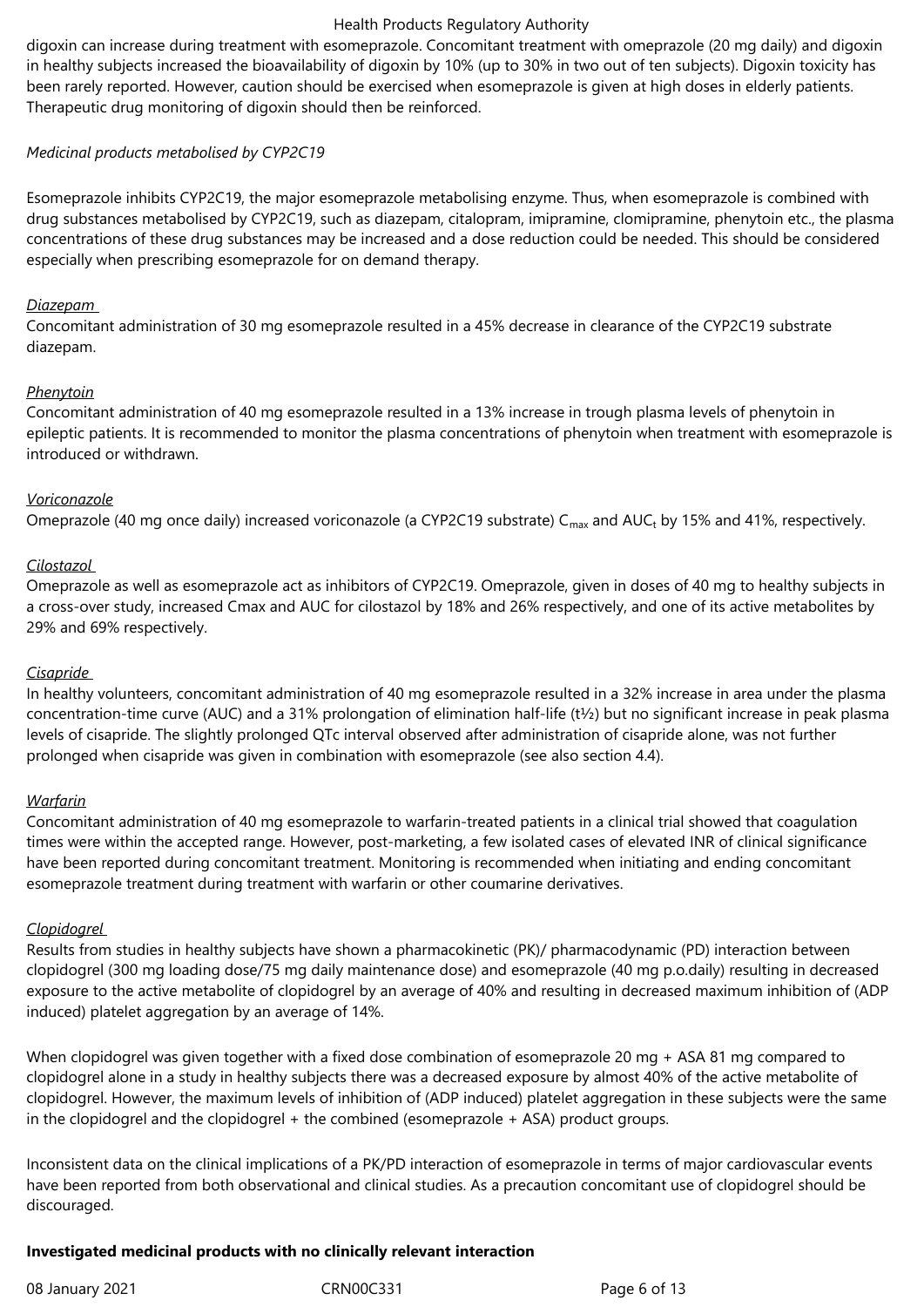digoxin can increase during treatment with esomeprazole. Concomitant treatment with omeprazole (20 mg daily) and digoxin in healthy subjects increased the bioavailability of digoxin by 10% (up to 30% in two out of ten subjects). Digoxin toxicity has been rarely reported. However, caution should be exercised when esomeprazole is given at high doses in elderly patients. Therapeutic drug monitoring of digoxin should then be reinforced.

*Medicinal products metabolised by CYP2C19*

Esomeprazole inhibits CYP2C19, the major esomeprazole metabolising enzyme. Thus, when esomeprazole is combined with drug substances metabolised by CYP2C19, such as diazepam, citalopram, imipramine, clomipramine, phenytoin etc., the plasma concentrations of these drug substances may be increased and a dose reduction could be needed. This should be considered especially when prescribing esomeprazole for on demand therapy.

*Diazepam*

Concomitant administration of 30 mg esomeprazole resulted in a 45% decrease in clearance of the CYP2C19 substrate diazepam.

*Phenytoin*

Concomitant administration of 40 mg esomeprazole resulted in a 13% increase in trough plasma levels of phenytoin in epileptic patients. It is recommended to monitor the plasma concentrations of phenytoin when treatment with esomeprazole is introduced or withdrawn.

*Voriconazole*

Omeprazole (40 mg once daily) increased voriconazole (a CYP2C19 substrate) $C_{max}$ and $AUC_t$ by 15% and 41%, respectively.

*Cilostazol*

Omeprazole as well as esomeprazole act as inhibitors of CYP2C19. Omeprazole, given in doses of 40 mg to healthy subjects in a cross-over study, increased Cmax and AUC for cilostazol by 18% and 26% respectively, and one of its active metabolites by 29% and 69% respectively.

*Cisapride*

In healthy volunteers, concomitant administration of 40 mg esomeprazole resulted in a 32% increase in area under the plasma concentration-time curve (AUC) and a 31% prolongation of elimination half-life (t½) but no significant increase in peak plasma levels of cisapride. The slightly prolonged QTc interval observed after administration of cisapride alone, was not further prolonged when cisapride was given in combination with esomeprazole (see also section 4.4).

*Warfarin*

Concomitant administration of 40 mg esomeprazole to warfarin-treated patients in a clinical trial showed that coagulation times were within the accepted range. However, post-marketing, a few isolated cases of elevated INR of clinical significance have been reported during concomitant treatment. Monitoring is recommended when initiating and ending concomitant esomeprazole treatment during treatment with warfarin or other coumarine derivatives.

*Clopidogrel*

Results from studies in healthy subjects have shown a pharmacokinetic (PK)/ pharmacodynamic (PD) interaction between clopidogrel (300 mg loading dose/75 mg daily maintenance dose) and esomeprazole (40 mg p.o.daily) resulting in decreased exposure to the active metabolite of clopidogrel by an average of 40% and resulting in decreased maximum inhibition of (ADP induced) platelet aggregation by an average of 14%.

When clopidogrel was given together with a fixed dose combination of esomeprazole 20 mg + ASA 81 mg compared to clopidogrel alone in a study in healthy subjects there was a decreased exposure by almost 40% of the active metabolite of clopidogrel. However, the maximum levels of inhibition of (ADP induced) platelet aggregation in these subjects were the same in the clopidogrel and the clopidogrel + the combined (esomeprazole + ASA) product groups.

Inconsistent data on the clinical implications of a PK/PD interaction of esomeprazole in terms of major cardiovascular events have been reported from both observational and clinical studies. As a precaution concomitant use of clopidogrel should be discouraged.

**Investigated medicinal products with no clinically relevant interaction**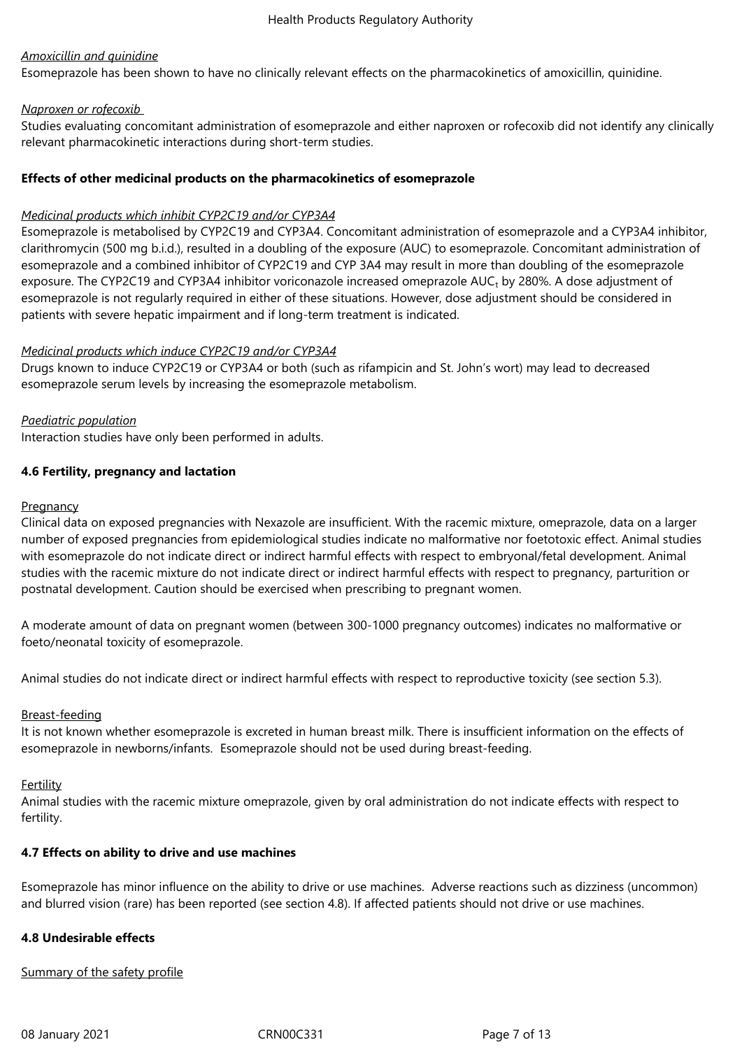*Amoxicillin and quinidine*

Esomeprazole has been shown to have no clinically relevant effects on the pharmacokinetics of amoxicillin, quinidine.

*Naproxen or rofecoxib*

Studies evaluating concomitant administration of esomeprazole and either naproxen or rofecoxib did not identify any clinically relevant pharmacokinetic interactions during short-term studies.

**Effects of other medicinal products on the pharmacokinetics of esomeprazole**

*Medicinal products which inhibit CYP2C19 and/or CYP3A4*

Esomeprazole is metabolised by CYP2C19 and CYP3A4. Concomitant administration of esomeprazole and a CYP3A4 inhibitor, clarithromycin (500 mg b.i.d.), resulted in a doubling of the exposure (AUC) to esomeprazole. Concomitant administration of esomeprazole and a combined inhibitor of CYP2C19 and CYP 3A4 may result in more than doubling of the esomeprazole exposure. The CYP2C19 and CYP3A4 inhibitor voriconazole increased omeprazole $AUC_t$ by 280%. A dose adjustment of esomeprazole is not regularly required in either of these situations. However, dose adjustment should be considered in patients with severe hepatic impairment and if long-term treatment is indicated.

*Medicinal products which induce CYP2C19 and/or CYP3A4*

Drugs known to induce CYP2C19 or CYP3A4 or both (such as rifampicin and St. John's wort) may lead to decreased esomeprazole serum levels by increasing the esomeprazole metabolism.

*Paediatric population*

Interaction studies have only been performed in adults.

**4.6 Fertility, pregnancy and lactation**

Pregnancy

Clinical data on exposed pregnancies with Nexazole are insufficient. With the racemic mixture, omeprazole, data on a larger number of exposed pregnancies from epidemiological studies indicate no malformative nor foetotoxic effect. Animal studies with esomeprazole do not indicate direct or indirect harmful effects with respect to embryonal/fetal development. Animal studies with the racemic mixture do not indicate direct or indirect harmful effects with respect to pregnancy, parturition or postnatal development. Caution should be exercised when prescribing to pregnant women.

A moderate amount of data on pregnant women (between 300-1000 pregnancy outcomes) indicates no malformative or foeto/neonatal toxicity of esomeprazole.

Animal studies do not indicate direct or indirect harmful effects with respect to reproductive toxicity (see section 5.3).

Breast-feeding

It is not known whether esomeprazole is excreted in human breast milk. There is insufficient information on the effects of esomeprazole in newborns/infants. Esomeprazole should not be used during breast-feeding.

Fertility

Animal studies with the racemic mixture omeprazole, given by oral administration do not indicate effects with respect to fertility.

**4.7 Effects on ability to drive and use machines**

Esomeprazole has minor influence on the ability to drive or use machines. Adverse reactions such as dizziness (uncommon) and blurred vision (rare) has been reported (see section 4.8). If affected patients should not drive or use machines.

**4.8 Undesirable effects**

Summary of the safety profile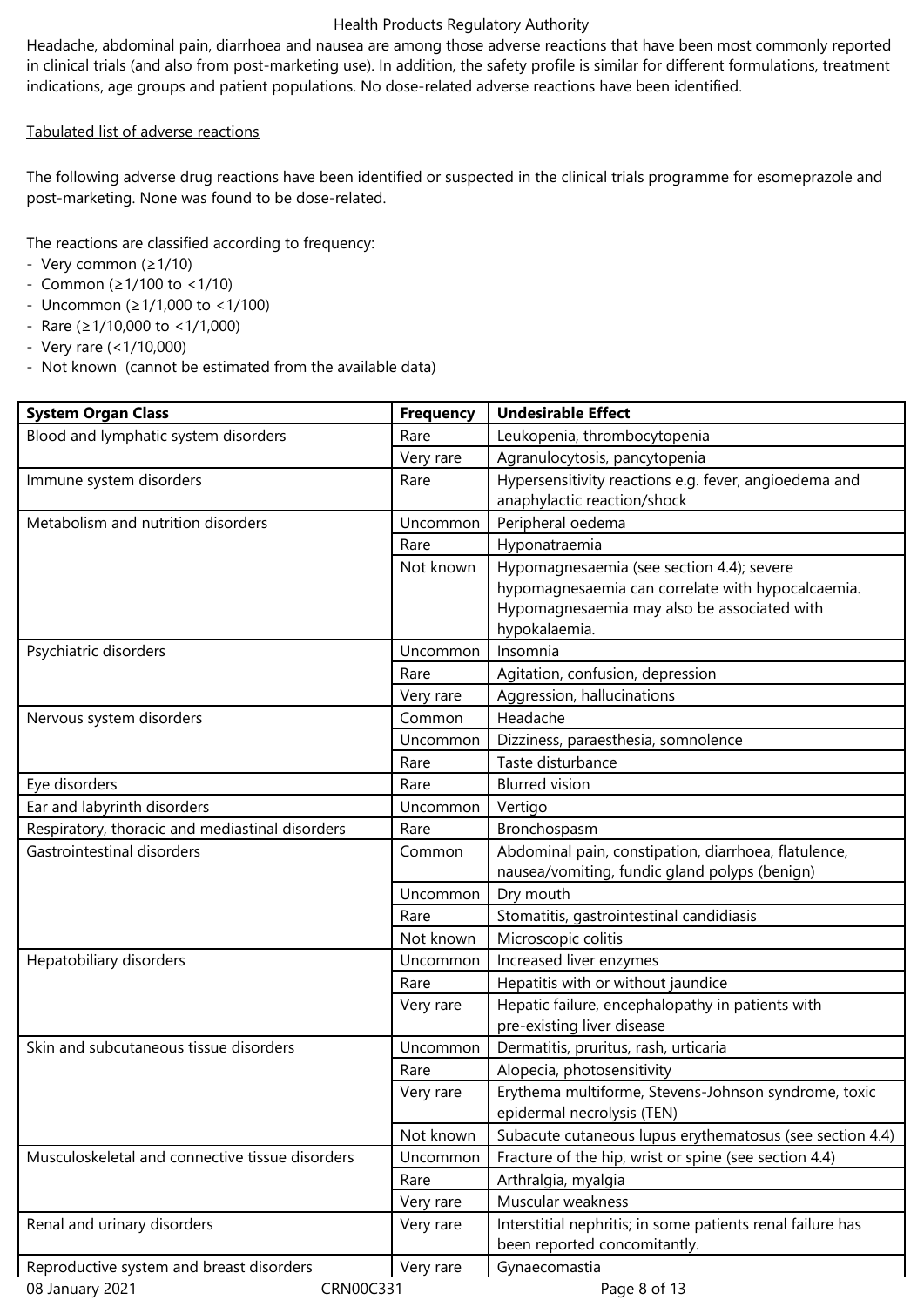Headache, abdominal pain, diarrhoea and nausea are among those adverse reactions that have been most commonly reported in clinical trials (and also from post-marketing use). In addition, the safety profile is similar for different formulations, treatment indications, age groups and patient populations. No dose-related adverse reactions have been identified.

Tabulated list of adverse reactions

The following adverse drug reactions have been identified or suspected in the clinical trials programme for esomeprazole and post-marketing. None was found to be dose-related.

The reactions are classified according to frequency:
- Very common (≥1/10)
- Common (≥1/100 to <1/10)
- Uncommon (≥1/1,000 to <1/100)
- Rare (≥1/10,000 to <1/1,000)
- Very rare (<1/10,000)
- Not known (cannot be estimated from the available data)

| System Organ Class | Frequency | Undesirable Effect |
|---|---|---|
| Blood and lymphatic system disorders | Rare | Leukopenia, thrombocytopenia |
| | Very rare | Agranulocytosis, pancytopenia |
| Immune system disorders | Rare | Hypersensitivity reactions e.g. fever, angioedema and anaphylactic reaction/shock |
| Metabolism and nutrition disorders | Uncommon | Peripheral oedema |
| | Rare | Hyponatraemia |
| | Not known | Hypomagnesaemia (see section 4.4); severe hypomagnesaemia can correlate with hypocalcaemia. Hypomagnesaemia may also be associated with hypokalaemia. |
| Psychiatric disorders | Uncommon | Insomnia |
| | Rare | Agitation, confusion, depression |
| | Very rare | Aggression, hallucinations |
| Nervous system disorders | Common | Headache |
| | Uncommon | Dizziness, paraesthesia, somnolence |
| | Rare | Taste disturbance |
| Eye disorders | Rare | Blurred vision |
| Ear and labyrinth disorders | Uncommon | Vertigo |
| Respiratory, thoracic and mediastinal disorders | Rare | Bronchospasm |
| Gastrointestinal disorders | Common | Abdominal pain, constipation, diarrhoea, flatulence, nausea/vomiting, fundic gland polyps (benign) |
| | Uncommon | Dry mouth |
| | Rare | Stomatitis, gastrointestinal candidiasis |
| | Not known | Microscopic colitis |
| Hepatobiliary disorders | Uncommon | Increased liver enzymes |
| | Rare | Hepatitis with or without jaundice |
| | Very rare | Hepatic failure, encephalopathy in patients with pre-existing liver disease |
| Skin and subcutaneous tissue disorders | Uncommon | Dermatitis, pruritus, rash, urticaria |
| | Rare | Alopecia, photosensitivity |
| | Very rare | Erythema multiforme, Stevens-Johnson syndrome, toxic epidermal necrolysis (TEN) |
| | Not known | Subacute cutaneous lupus erythematosus (see section 4.4) |
| Musculoskeletal and connective tissue disorders | Uncommon | Fracture of the hip, wrist or spine (see section 4.4) |
| | Rare | Arthralgia, myalgia |
| | Very rare | Muscular weakness |
| Renal and urinary disorders | Very rare | Interstitial nephritis; in some patients renal failure has been reported concomitantly. |
| Reproductive system and breast disorders | Very rare | Gynaecomastia |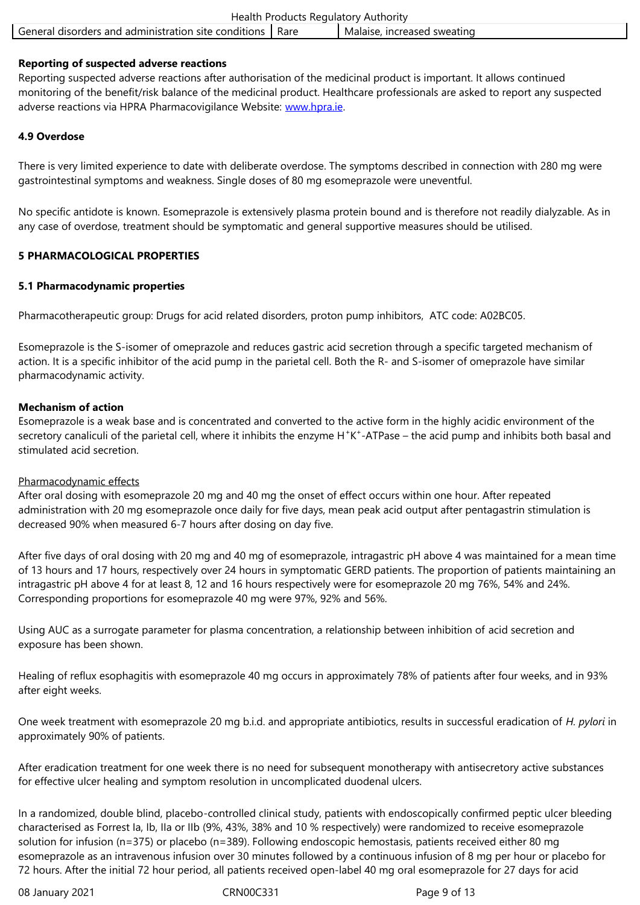| General disorders and administration site conditions | Rare | Malaise, increased sweating |
|---|---|---|

**Reporting of suspected adverse reactions**
Reporting suspected adverse reactions after authorisation of the medicinal product is important. It allows continued monitoring of the benefit/risk balance of the medicinal product. Healthcare professionals are asked to report any suspected adverse reactions via HPRA Pharmacovigilance Website: www.hpra.ie.

**4.9 Overdose**

There is very limited experience to date with deliberate overdose. The symptoms described in connection with 280 mg were gastrointestinal symptoms and weakness. Single doses of 80 mg esomeprazole were uneventful.

No specific antidote is known. Esomeprazole is extensively plasma protein bound and is therefore not readily dialyzable. As in any case of overdose, treatment should be symptomatic and general supportive measures should be utilised.

## 5 PHARMACOLOGICAL PROPERTIES

### 5.1 Pharmacodynamic properties

Pharmacotherapeutic group: Drugs for acid related disorders, proton pump inhibitors, ATC code: A02BC05.

Esomeprazole is the S-isomer of omeprazole and reduces gastric acid secretion through a specific targeted mechanism of action. It is a specific inhibitor of the acid pump in the parietal cell. Both the R- and S-isomer of omeprazole have similar pharmacodynamic activity.

**Mechanism of action**
Esomeprazole is a weak base and is concentrated and converted to the active form in the highly acidic environment of the secretory canaliculi of the parietal cell, where it inhibits the enzyme $H^+K^+$-ATPase – the acid pump and inhibits both basal and stimulated acid secretion.

Pharmacodynamic effects
After oral dosing with esomeprazole 20 mg and 40 mg the onset of effect occurs within one hour. After repeated administration with 20 mg esomeprazole once daily for five days, mean peak acid output after pentagastrin stimulation is decreased 90% when measured 6-7 hours after dosing on day five.

After five days of oral dosing with 20 mg and 40 mg of esomeprazole, intragastric pH above 4 was maintained for a mean time of 13 hours and 17 hours, respectively over 24 hours in symptomatic GERD patients. The proportion of patients maintaining an intragastric pH above 4 for at least 8, 12 and 16 hours respectively were for esomeprazole 20 mg 76%, 54% and 24%. Corresponding proportions for esomeprazole 40 mg were 97%, 92% and 56%.

Using AUC as a surrogate parameter for plasma concentration, a relationship between inhibition of acid secretion and exposure has been shown.

Healing of reflux esophagitis with esomeprazole 40 mg occurs in approximately 78% of patients after four weeks, and in 93% after eight weeks.

One week treatment with esomeprazole 20 mg b.i.d. and appropriate antibiotics, results in successful eradication of *H. pylori* in approximately 90% of patients.

After eradication treatment for one week there is no need for subsequent monotherapy with antisecretory active substances for effective ulcer healing and symptom resolution in uncomplicated duodenal ulcers.

In a randomized, double blind, placebo-controlled clinical study, patients with endoscopically confirmed peptic ulcer bleeding characterised as Forrest Ia, Ib, IIa or IIb (9%, 43%, 38% and 10 % respectively) were randomized to receive esomeprazole solution for infusion (n=375) or placebo (n=389). Following endoscopic hemostasis, patients received either 80 mg esomeprazole as an intravenous infusion over 30 minutes followed by a continuous infusion of 8 mg per hour or placebo for 72 hours. After the initial 72 hour period, all patients received open-label 40 mg oral esomeprazole for 27 days for acid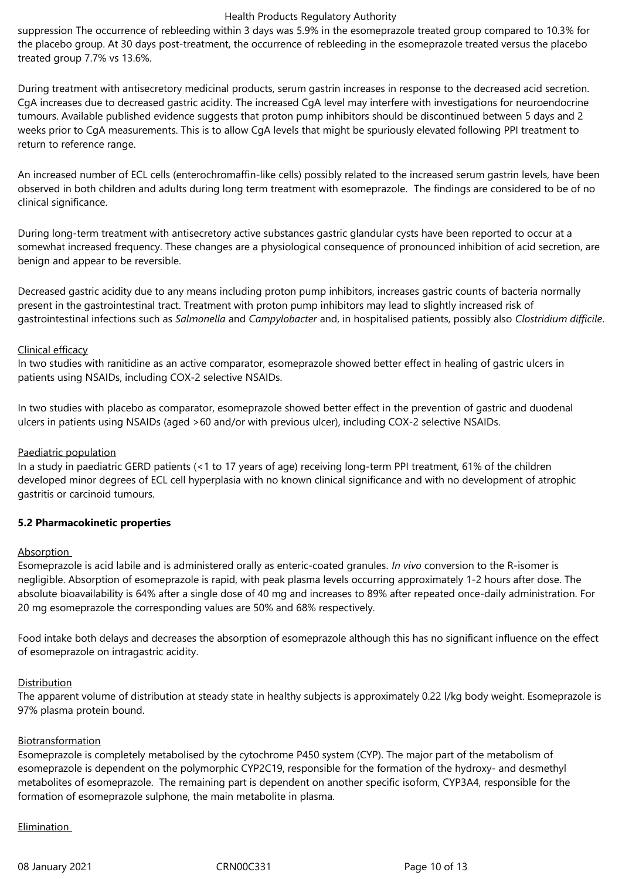suppression The occurrence of rebleeding within 3 days was 5.9% in the esomeprazole treated group compared to 10.3% for the placebo group. At 30 days post-treatment, the occurrence of rebleeding in the esomeprazole treated versus the placebo treated group 7.7% vs 13.6%.

During treatment with antisecretory medicinal products, serum gastrin increases in response to the decreased acid secretion. CgA increases due to decreased gastric acidity. The increased CgA level may interfere with investigations for neuroendocrine tumours. Available published evidence suggests that proton pump inhibitors should be discontinued between 5 days and 2 weeks prior to CgA measurements. This is to allow CgA levels that might be spuriously elevated following PPI treatment to return to reference range.

An increased number of ECL cells (enterochromaffin-like cells) possibly related to the increased serum gastrin levels, have been observed in both children and adults during long term treatment with esomeprazole. The findings are considered to be of no clinical significance.

During long-term treatment with antisecretory active substances gastric glandular cysts have been reported to occur at a somewhat increased frequency. These changes are a physiological consequence of pronounced inhibition of acid secretion, are benign and appear to be reversible.

Decreased gastric acidity due to any means including proton pump inhibitors, increases gastric counts of bacteria normally present in the gastrointestinal tract. Treatment with proton pump inhibitors may lead to slightly increased risk of gastrointestinal infections such as *Salmonella* and *Campylobacter* and, in hospitalised patients, possibly also *Clostridium difficile*.

Clinical efficacy

In two studies with ranitidine as an active comparator, esomeprazole showed better effect in healing of gastric ulcers in patients using NSAIDs, including COX-2 selective NSAIDs.

In two studies with placebo as comparator, esomeprazole showed better effect in the prevention of gastric and duodenal ulcers in patients using NSAIDs (aged >60 and/or with previous ulcer), including COX-2 selective NSAIDs.

Paediatric population

In a study in paediatric GERD patients (<1 to 17 years of age) receiving long-term PPI treatment, 61% of the children developed minor degrees of ECL cell hyperplasia with no known clinical significance and with no development of atrophic gastritis or carcinoid tumours.

**5.2 Pharmacokinetic properties**

Absorption

Esomeprazole is acid labile and is administered orally as enteric-coated granules. *In vivo* conversion to the R-isomer is negligible. Absorption of esomeprazole is rapid, with peak plasma levels occurring approximately 1-2 hours after dose. The absolute bioavailability is 64% after a single dose of 40 mg and increases to 89% after repeated once-daily administration. For 20 mg esomeprazole the corresponding values are 50% and 68% respectively.

Food intake both delays and decreases the absorption of esomeprazole although this has no significant influence on the effect of esomeprazole on intragastric acidity.

Distribution

The apparent volume of distribution at steady state in healthy subjects is approximately 0.22 l/kg body weight. Esomeprazole is 97% plasma protein bound.

Biotransformation

Esomeprazole is completely metabolised by the cytochrome P450 system (CYP). The major part of the metabolism of esomeprazole is dependent on the polymorphic CYP2C19, responsible for the formation of the hydroxy- and desmethyl metabolites of esomeprazole. The remaining part is dependent on another specific isoform, CYP3A4, responsible for the formation of esomeprazole sulphone, the main metabolite in plasma.

Elimination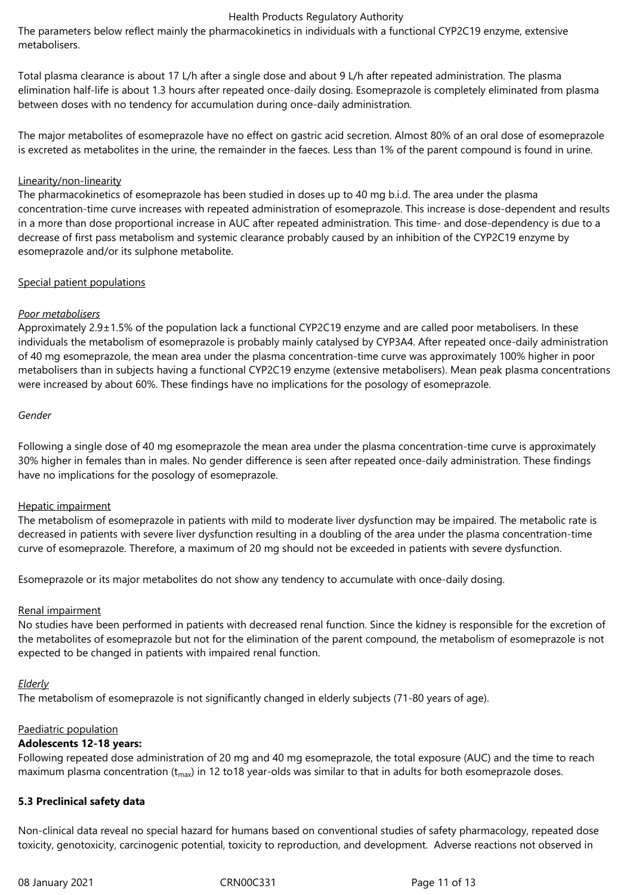The parameters below reflect mainly the pharmacokinetics in individuals with a functional CYP2C19 enzyme, extensive metabolisers.

Total plasma clearance is about 17 L/h after a single dose and about 9 L/h after repeated administration. The plasma elimination half-life is about 1.3 hours after repeated once-daily dosing. Esomeprazole is completely eliminated from plasma between doses with no tendency for accumulation during once-daily administration.

The major metabolites of esomeprazole have no effect on gastric acid secretion. Almost 80% of an oral dose of esomeprazole is excreted as metabolites in the urine, the remainder in the faeces. Less than 1% of the parent compound is found in urine.

Linearity/non-linearity

The pharmacokinetics of esomeprazole has been studied in doses up to 40 mg b.i.d. The area under the plasma concentration-time curve increases with repeated administration of esomeprazole. This increase is dose-dependent and results in a more than dose proportional increase in AUC after repeated administration. This time- and dose-dependency is due to a decrease of first pass metabolism and systemic clearance probably caused by an inhibition of the CYP2C19 enzyme by esomeprazole and/or its sulphone metabolite.

Special patient populations

*Poor metabolisers*

Approximately 2.9±1.5% of the population lack a functional CYP2C19 enzyme and are called poor metabolisers. In these individuals the metabolism of esomeprazole is probably mainly catalysed by CYP3A4. After repeated once-daily administration of 40 mg esomeprazole, the mean area under the plasma concentration-time curve was approximately 100% higher in poor metabolisers than in subjects having a functional CYP2C19 enzyme (extensive metabolisers). Mean peak plasma concentrations were increased by about 60%. These findings have no implications for the posology of esomeprazole.

*Gender*

Following a single dose of 40 mg esomeprazole the mean area under the plasma concentration-time curve is approximately 30% higher in females than in males. No gender difference is seen after repeated once-daily administration. These findings have no implications for the posology of esomeprazole.

Hepatic impairment

The metabolism of esomeprazole in patients with mild to moderate liver dysfunction may be impaired. The metabolic rate is decreased in patients with severe liver dysfunction resulting in a doubling of the area under the plasma concentration-time curve of esomeprazole. Therefore, a maximum of 20 mg should not be exceeded in patients with severe dysfunction.

Esomeprazole or its major metabolites do not show any tendency to accumulate with once-daily dosing.

Renal impairment

No studies have been performed in patients with decreased renal function. Since the kidney is responsible for the excretion of the metabolites of esomeprazole but not for the elimination of the parent compound, the metabolism of esomeprazole is not expected to be changed in patients with impaired renal function.

*Elderly*

The metabolism of esomeprazole is not significantly changed in elderly subjects (71-80 years of age).

Paediatric population

**Adolescents 12-18 years:**

Following repeated dose administration of 20 mg and 40 mg esomeprazole, the total exposure (AUC) and the time to reach maximum plasma concentration ($t_{max}$) in 12 to18 year-olds was similar to that in adults for both esomeprazole doses.

**5.3 Preclinical safety data**

Non-clinical data reveal no special hazard for humans based on conventional studies of safety pharmacology, repeated dose toxicity, genotoxicity, carcinogenic potential, toxicity to reproduction, and development. Adverse reactions not observed in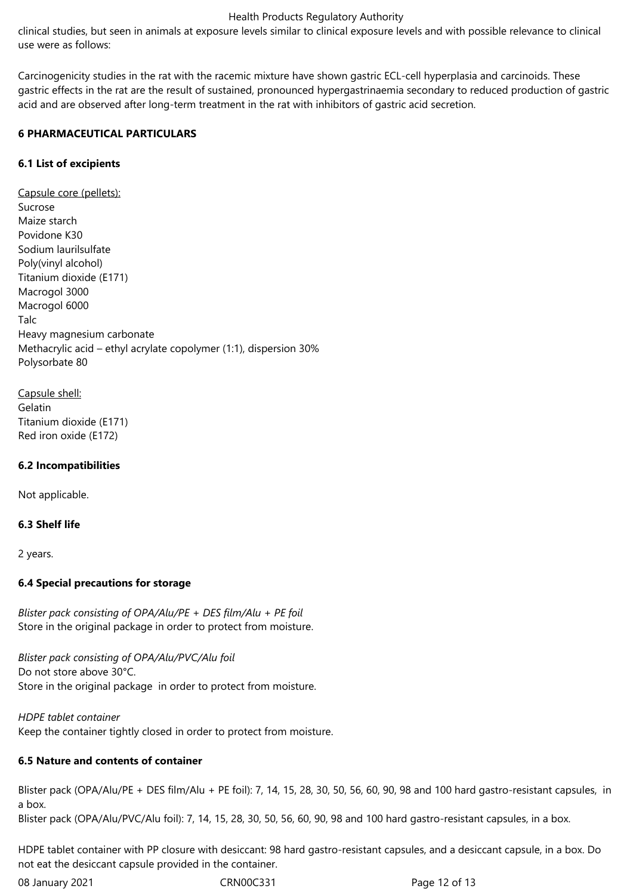clinical studies, but seen in animals at exposure levels similar to clinical exposure levels and with possible relevance to clinical use were as follows:

Carcinogenicity studies in the rat with the racemic mixture have shown gastric ECL-cell hyperplasia and carcinoids. These gastric effects in the rat are the result of sustained, pronounced hypergastrinaemia secondary to reduced production of gastric acid and are observed after long-term treatment in the rat with inhibitors of gastric acid secretion.

## 6 PHARMACEUTICAL PARTICULARS

### 6.1 List of excipients

Capsule core (pellets):
Sucrose
Maize starch
Povidone K30
Sodium laurilsulfate
Poly(vinyl alcohol)
Titanium dioxide (E171)
Macrogol 3000
Macrogol 6000
Talc
Heavy magnesium carbonate
Methacrylic acid – ethyl acrylate copolymer (1:1), dispersion 30%
Polysorbate 80

Capsule shell:
Gelatin
Titanium dioxide (E171)
Red iron oxide (E172)

### 6.2 Incompatibilities

Not applicable.

### 6.3 Shelf life

2 years.

### 6.4 Special precautions for storage

*Blister pack consisting of OPA/Alu/PE + DES film/Alu + PE foil*
Store in the original package in order to protect from moisture.

*Blister pack consisting of OPA/Alu/PVC/Alu foil*
Do not store above 30°C.
Store in the original package in order to protect from moisture.

*HDPE tablet container*
Keep the container tightly closed in order to protect from moisture.

### 6.5 Nature and contents of container

Blister pack (OPA/Alu/PE + DES film/Alu + PE foil): 7, 14, 15, 28, 30, 50, 56, 60, 90, 98 and 100 hard gastro-resistant capsules, in a box.
Blister pack (OPA/Alu/PVC/Alu foil): 7, 14, 15, 28, 30, 50, 56, 60, 90, 98 and 100 hard gastro-resistant capsules, in a box.

HDPE tablet container with PP closure with desiccant: 98 hard gastro-resistant capsules, and a desiccant capsule, in a box. Do not eat the desiccant capsule provided in the container.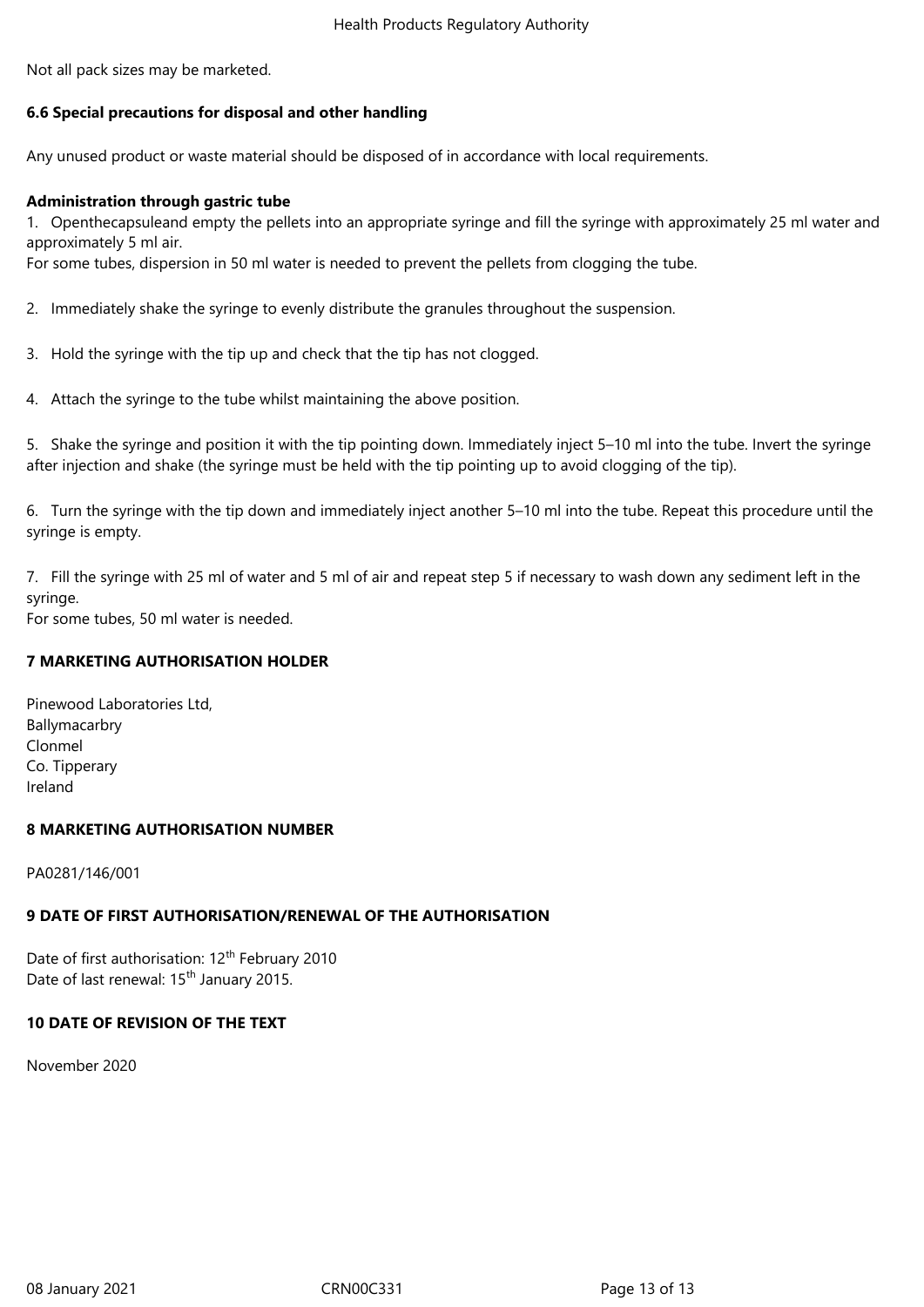Not all pack sizes may be marketed.

**6.6 Special precautions for disposal and other handling**

Any unused product or waste material should be disposed of in accordance with local requirements.

**Administration through gastric tube**

1. Openthecapsuleand empty the pellets into an appropriate syringe and fill the syringe with approximately 25 ml water and approximately 5 ml air.
For some tubes, dispersion in 50 ml water is needed to prevent the pellets from clogging the tube.

2. Immediately shake the syringe to evenly distribute the granules throughout the suspension.

3. Hold the syringe with the tip up and check that the tip has not clogged.

4. Attach the syringe to the tube whilst maintaining the above position.

5. Shake the syringe and position it with the tip pointing down. Immediately inject 5–10 ml into the tube. Invert the syringe after injection and shake (the syringe must be held with the tip pointing up to avoid clogging of the tip).

6. Turn the syringe with the tip down and immediately inject another 5–10 ml into the tube. Repeat this procedure until the syringe is empty.

7. Fill the syringe with 25 ml of water and 5 ml of air and repeat step 5 if necessary to wash down any sediment left in the syringe.
For some tubes, 50 ml water is needed.

**7 MARKETING AUTHORISATION HOLDER**

Pinewood Laboratories Ltd,
Ballymacarbry
Clonmel
Co. Tipperary
Ireland

**8 MARKETING AUTHORISATION NUMBER**

PA0281/146/001

**9 DATE OF FIRST AUTHORISATION/RENEWAL OF THE AUTHORISATION**

Date of first authorisation: 12th February 2010
Date of last renewal: 15th January 2015.

**10 DATE OF REVISION OF THE TEXT**

November 2020